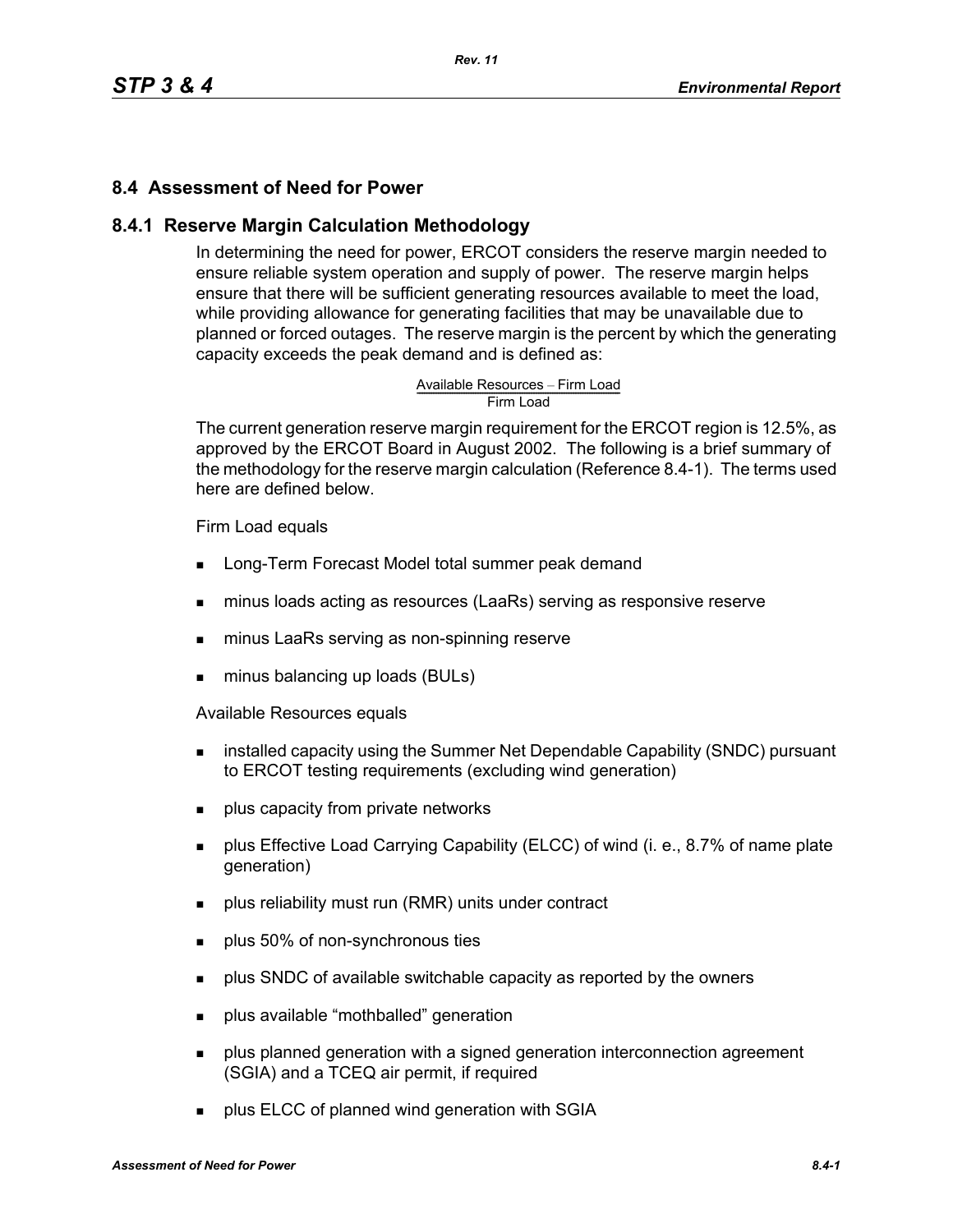## 8.4 Assessment of Need for Power

### 8.4.1 Reserve Margin Calculation Methodology

In determining the need for power, ERCOT considers the reserve margin needed to ensure reliable system operation and supply of power. The reserve margin helps ensure that there will be sufficient generating resources available to meet the load, while providing allowance for generating facilities that may be unavailable due to planned or forced outages. The reserve margin is the percent by which the generating capacity exceeds the peak demand and is defined as:

$$\frac{\text{Available Resources} - \text{Firm Load}}{\text{Firm Load}}$$

The current generation reserve margin requirement for the ERCOT region is 12.5%, as approved by the ERCOT Board in August 2002. The following is a brief summary of the methodology for the reserve margin calculation (Reference 8.4-1). The terms used here are defined below.

Firm Load equals

- Long-Term Forecast Model total summer peak demand
- minus loads acting as resources (LaaRs) serving as responsive reserve
- minus LaaRs serving as non-spinning reserve
- minus balancing up loads (BULs)

Available Resources equals

- installed capacity using the Summer Net Dependable Capability (SNDC) pursuant to ERCOT testing requirements (excluding wind generation)
- plus capacity from private networks
- plus Effective Load Carrying Capability (ELCC) of wind (i. e., 8.7% of name plate generation)
- plus reliability must run (RMR) units under contract
- plus 50% of non-synchronous ties
- plus SNDC of available switchable capacity as reported by the owners
- plus available "mothballed" generation
- plus planned generation with a signed generation interconnection agreement (SGIA) and a TCEQ air permit, if required
- plus ELCC of planned wind generation with SGIA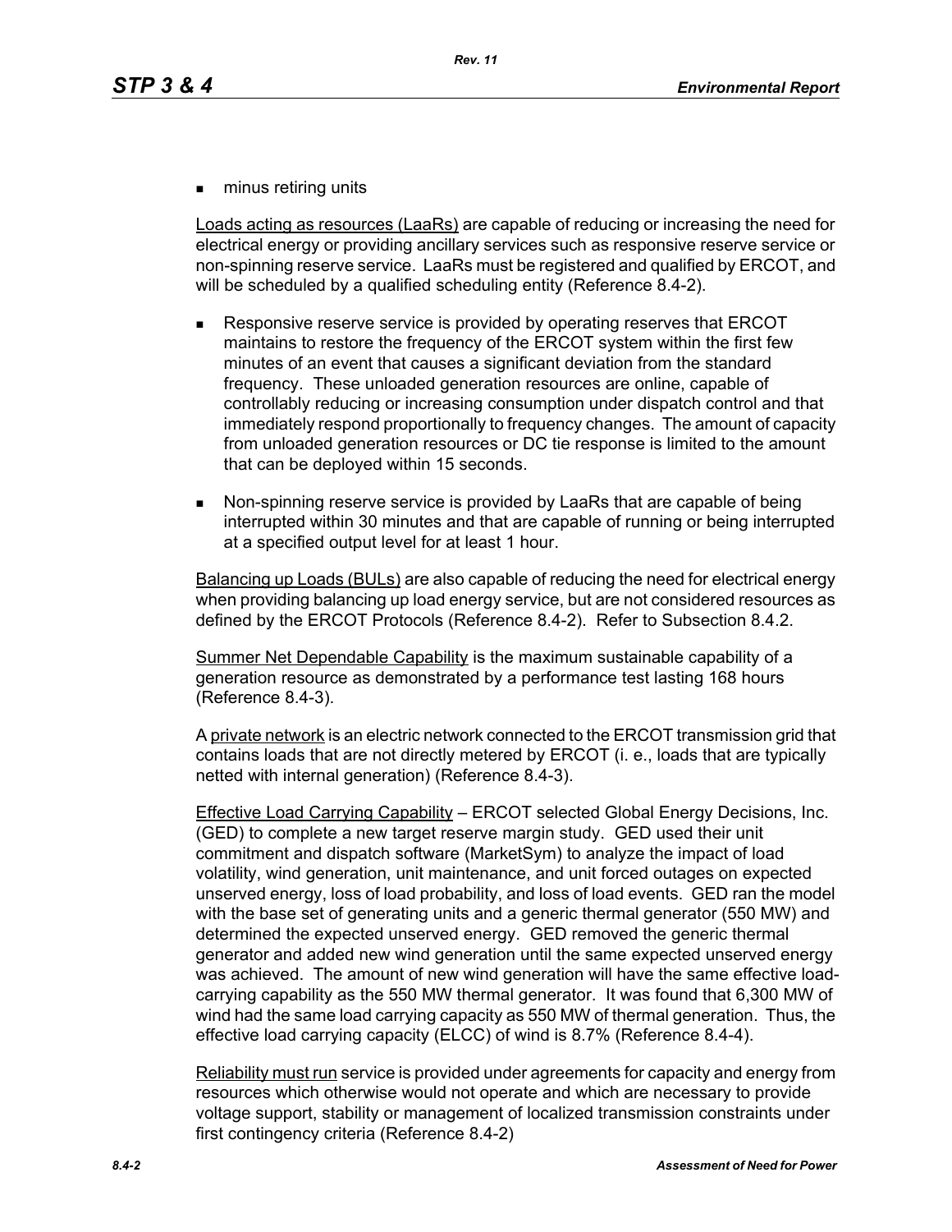- minus retiring units

Loads acting as resources (LaaRs) are capable of reducing or increasing the need for electrical energy or providing ancillary services such as responsive reserve service or non-spinning reserve service. LaaRs must be registered and qualified by ERCOT, and will be scheduled by a qualified scheduling entity (Reference 8.4-2).

- Responsive reserve service is provided by operating reserves that ERCOT maintains to restore the frequency of the ERCOT system within the first few minutes of an event that causes a significant deviation from the standard frequency. These unloaded generation resources are online, capable of controllably reducing or increasing consumption under dispatch control and that immediately respond proportionally to frequency changes. The amount of capacity from unloaded generation resources or DC tie response is limited to the amount that can be deployed within 15 seconds.

- Non-spinning reserve service is provided by LaaRs that are capable of being interrupted within 30 minutes and that are capable of running or being interrupted at a specified output level for at least 1 hour.

Balancing up Loads (BULs) are also capable of reducing the need for electrical energy when providing balancing up load energy service, but are not considered resources as defined by the ERCOT Protocols (Reference 8.4-2). Refer to Subsection 8.4.2.

Summer Net Dependable Capability is the maximum sustainable capability of a generation resource as demonstrated by a performance test lasting 168 hours (Reference 8.4-3).

A private network is an electric network connected to the ERCOT transmission grid that contains loads that are not directly metered by ERCOT (i. e., loads that are typically netted with internal generation) (Reference 8.4-3).

Effective Load Carrying Capability – ERCOT selected Global Energy Decisions, Inc. (GED) to complete a new target reserve margin study. GED used their unit commitment and dispatch software (MarketSym) to analyze the impact of load volatility, wind generation, unit maintenance, and unit forced outages on expected unserved energy, loss of load probability, and loss of load events. GED ran the model with the base set of generating units and a generic thermal generator (550 MW) and determined the expected unserved energy. GED removed the generic thermal generator and added new wind generation until the same expected unserved energy was achieved. The amount of new wind generation will have the same effective load-carrying capability as the 550 MW thermal generator. It was found that 6,300 MW of wind had the same load carrying capacity as 550 MW of thermal generation. Thus, the effective load carrying capacity (ELCC) of wind is 8.7% (Reference 8.4-4).

Reliability must run service is provided under agreements for capacity and energy from resources which otherwise would not operate and which are necessary to provide voltage support, stability or management of localized transmission constraints under first contingency criteria (Reference 8.4-2)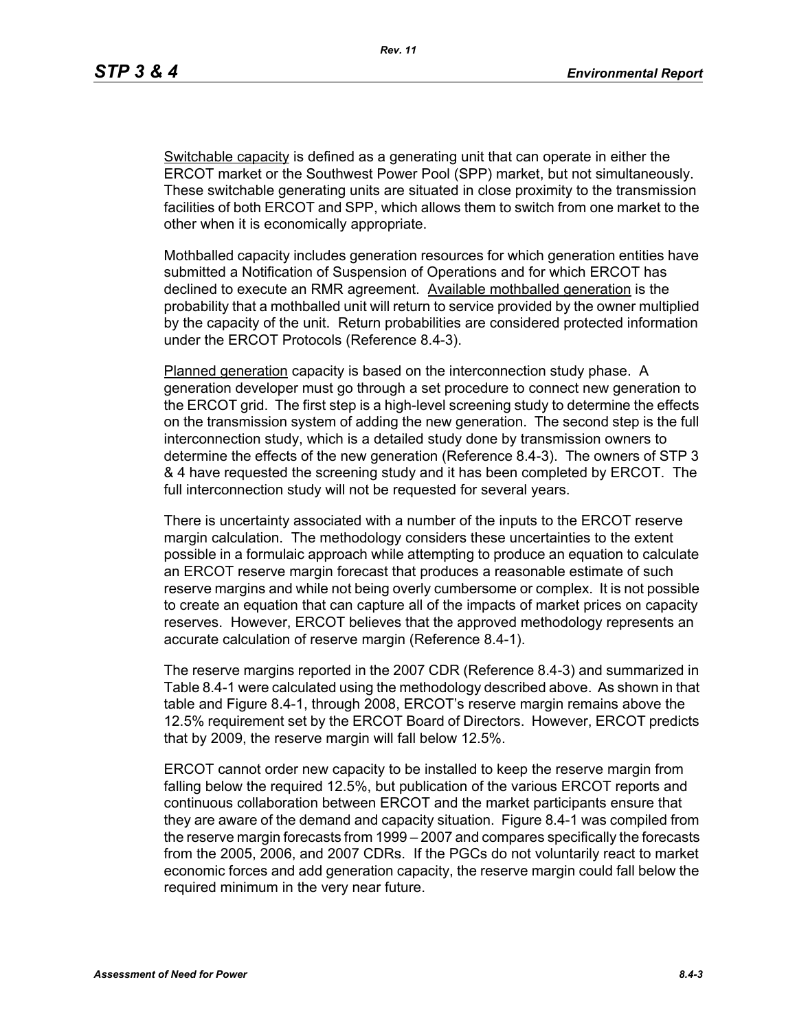Switchable capacity is defined as a generating unit that can operate in either the ERCOT market or the Southwest Power Pool (SPP) market, but not simultaneously. These switchable generating units are situated in close proximity to the transmission facilities of both ERCOT and SPP, which allows them to switch from one market to the other when it is economically appropriate.

Mothballed capacity includes generation resources for which generation entities have submitted a Notification of Suspension of Operations and for which ERCOT has declined to execute an RMR agreement. Available mothballed generation is the probability that a mothballed unit will return to service provided by the owner multiplied by the capacity of the unit. Return probabilities are considered protected information under the ERCOT Protocols (Reference 8.4-3).

Planned generation capacity is based on the interconnection study phase. A generation developer must go through a set procedure to connect new generation to the ERCOT grid. The first step is a high-level screening study to determine the effects on the transmission system of adding the new generation. The second step is the full interconnection study, which is a detailed study done by transmission owners to determine the effects of the new generation (Reference 8.4-3). The owners of STP 3 & 4 have requested the screening study and it has been completed by ERCOT. The full interconnection study will not be requested for several years.

There is uncertainty associated with a number of the inputs to the ERCOT reserve margin calculation. The methodology considers these uncertainties to the extent possible in a formulaic approach while attempting to produce an equation to calculate an ERCOT reserve margin forecast that produces a reasonable estimate of such reserve margins and while not being overly cumbersome or complex. It is not possible to create an equation that can capture all of the impacts of market prices on capacity reserves. However, ERCOT believes that the approved methodology represents an accurate calculation of reserve margin (Reference 8.4-1).

The reserve margins reported in the 2007 CDR (Reference 8.4-3) and summarized in Table 8.4-1 were calculated using the methodology described above. As shown in that table and Figure 8.4-1, through 2008, ERCOT's reserve margin remains above the 12.5% requirement set by the ERCOT Board of Directors. However, ERCOT predicts that by 2009, the reserve margin will fall below 12.5%.

ERCOT cannot order new capacity to be installed to keep the reserve margin from falling below the required 12.5%, but publication of the various ERCOT reports and continuous collaboration between ERCOT and the market participants ensure that they are aware of the demand and capacity situation. Figure 8.4-1 was compiled from the reserve margin forecasts from 1999 – 2007 and compares specifically the forecasts from the 2005, 2006, and 2007 CDRs. If the PGCs do not voluntarily react to market economic forces and add generation capacity, the reserve margin could fall below the required minimum in the very near future.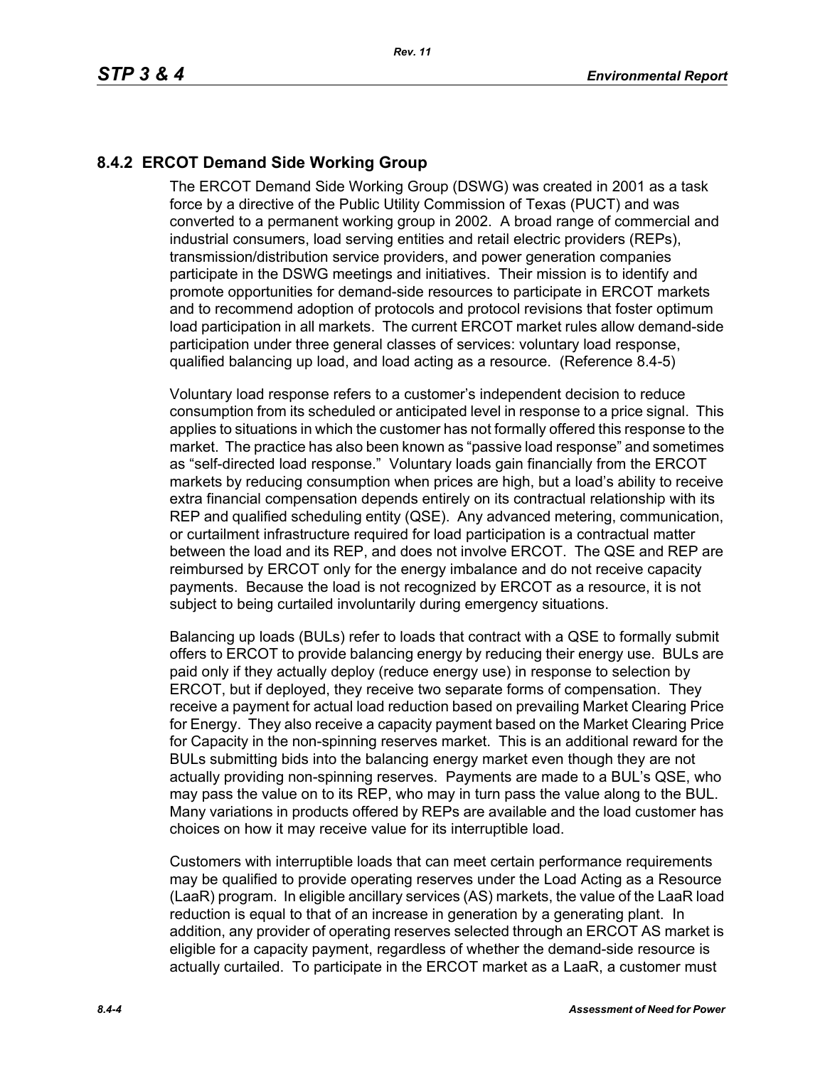## 8.4.2 ERCOT Demand Side Working Group

The ERCOT Demand Side Working Group (DSWG) was created in 2001 as a task force by a directive of the Public Utility Commission of Texas (PUCT) and was converted to a permanent working group in 2002. A broad range of commercial and industrial consumers, load serving entities and retail electric providers (REPs), transmission/distribution service providers, and power generation companies participate in the DSWG meetings and initiatives. Their mission is to identify and promote opportunities for demand-side resources to participate in ERCOT markets and to recommend adoption of protocols and protocol revisions that foster optimum load participation in all markets. The current ERCOT market rules allow demand-side participation under three general classes of services: voluntary load response, qualified balancing up load, and load acting as a resource. (Reference 8.4-5)

Voluntary load response refers to a customer's independent decision to reduce consumption from its scheduled or anticipated level in response to a price signal. This applies to situations in which the customer has not formally offered this response to the market. The practice has also been known as "passive load response" and sometimes as "self-directed load response." Voluntary loads gain financially from the ERCOT markets by reducing consumption when prices are high, but a load's ability to receive extra financial compensation depends entirely on its contractual relationship with its REP and qualified scheduling entity (QSE). Any advanced metering, communication, or curtailment infrastructure required for load participation is a contractual matter between the load and its REP, and does not involve ERCOT. The QSE and REP are reimbursed by ERCOT only for the energy imbalance and do not receive capacity payments. Because the load is not recognized by ERCOT as a resource, it is not subject to being curtailed involuntarily during emergency situations.

Balancing up loads (BULs) refer to loads that contract with a QSE to formally submit offers to ERCOT to provide balancing energy by reducing their energy use. BULs are paid only if they actually deploy (reduce energy use) in response to selection by ERCOT, but if deployed, they receive two separate forms of compensation. They receive a payment for actual load reduction based on prevailing Market Clearing Price for Energy. They also receive a capacity payment based on the Market Clearing Price for Capacity in the non-spinning reserves market. This is an additional reward for the BULs submitting bids into the balancing energy market even though they are not actually providing non-spinning reserves. Payments are made to a BUL's QSE, who may pass the value on to its REP, who may in turn pass the value along to the BUL. Many variations in products offered by REPs are available and the load customer has choices on how it may receive value for its interruptible load.

Customers with interruptible loads that can meet certain performance requirements may be qualified to provide operating reserves under the Load Acting as a Resource (LaaR) program. In eligible ancillary services (AS) markets, the value of the LaaR load reduction is equal to that of an increase in generation by a generating plant. In addition, any provider of operating reserves selected through an ERCOT AS market is eligible for a capacity payment, regardless of whether the demand-side resource is actually curtailed. To participate in the ERCOT market as a LaaR, a customer must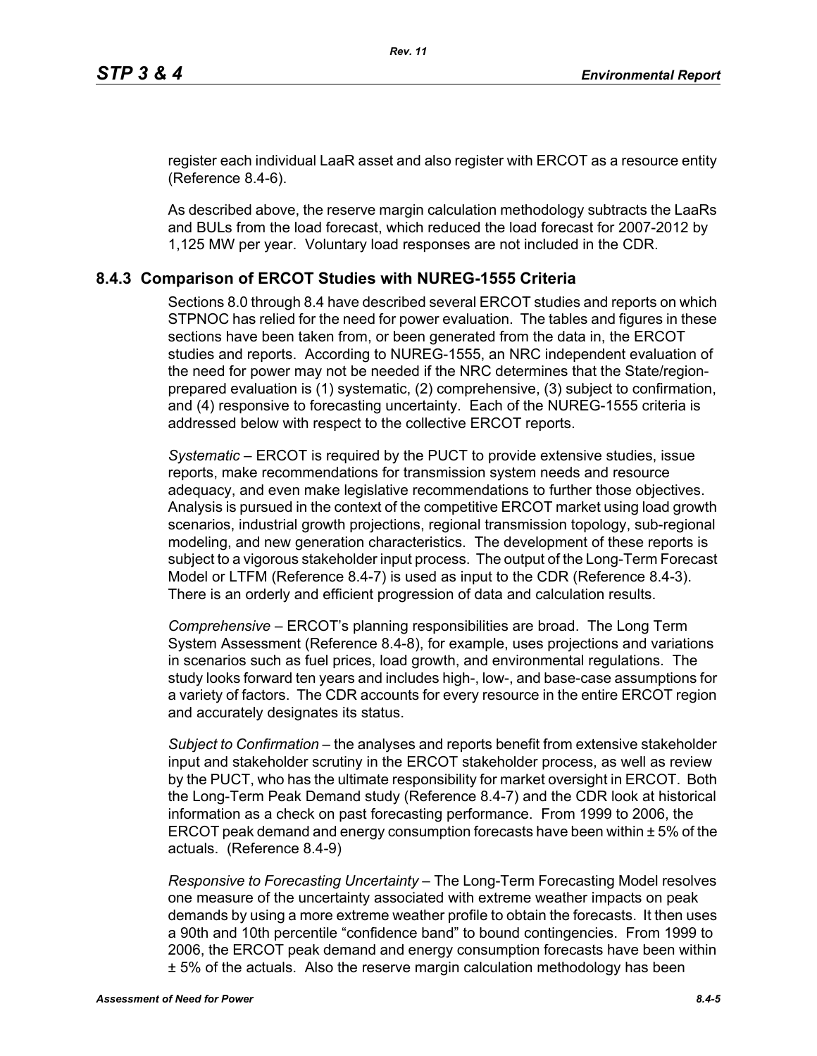register each individual LaaR asset and also register with ERCOT as a resource entity (Reference 8.4-6).

As described above, the reserve margin calculation methodology subtracts the LaaRs and BULs from the load forecast, which reduced the load forecast for 2007-2012 by 1,125 MW per year. Voluntary load responses are not included in the CDR.

## 8.4.3 Comparison of ERCOT Studies with NUREG-1555 Criteria

Sections 8.0 through 8.4 have described several ERCOT studies and reports on which STPNOC has relied for the need for power evaluation. The tables and figures in these sections have been taken from, or been generated from the data in, the ERCOT studies and reports. According to NUREG-1555, an NRC independent evaluation of the need for power may not be needed if the NRC determines that the State/region-prepared evaluation is (1) systematic, (2) comprehensive, (3) subject to confirmation, and (4) responsive to forecasting uncertainty. Each of the NUREG-1555 criteria is addressed below with respect to the collective ERCOT reports.

*Systematic* – ERCOT is required by the PUCT to provide extensive studies, issue reports, make recommendations for transmission system needs and resource adequacy, and even make legislative recommendations to further those objectives. Analysis is pursued in the context of the competitive ERCOT market using load growth scenarios, industrial growth projections, regional transmission topology, sub-regional modeling, and new generation characteristics. The development of these reports is subject to a vigorous stakeholder input process. The output of the Long-Term Forecast Model or LTFM (Reference 8.4-7) is used as input to the CDR (Reference 8.4-3). There is an orderly and efficient progression of data and calculation results.

*Comprehensive* – ERCOT's planning responsibilities are broad. The Long Term System Assessment (Reference 8.4-8), for example, uses projections and variations in scenarios such as fuel prices, load growth, and environmental regulations. The study looks forward ten years and includes high-, low-, and base-case assumptions for a variety of factors. The CDR accounts for every resource in the entire ERCOT region and accurately designates its status.

*Subject to Confirmation* – the analyses and reports benefit from extensive stakeholder input and stakeholder scrutiny in the ERCOT stakeholder process, as well as review by the PUCT, who has the ultimate responsibility for market oversight in ERCOT. Both the Long-Term Peak Demand study (Reference 8.4-7) and the CDR look at historical information as a check on past forecasting performance. From 1999 to 2006, the ERCOT peak demand and energy consumption forecasts have been within ± 5% of the actuals. (Reference 8.4-9)

*Responsive to Forecasting Uncertainty* – The Long-Term Forecasting Model resolves one measure of the uncertainty associated with extreme weather impacts on peak demands by using a more extreme weather profile to obtain the forecasts. It then uses a 90th and 10th percentile "confidence band" to bound contingencies. From 1999 to 2006, the ERCOT peak demand and energy consumption forecasts have been within ± 5% of the actuals. Also the reserve margin calculation methodology has been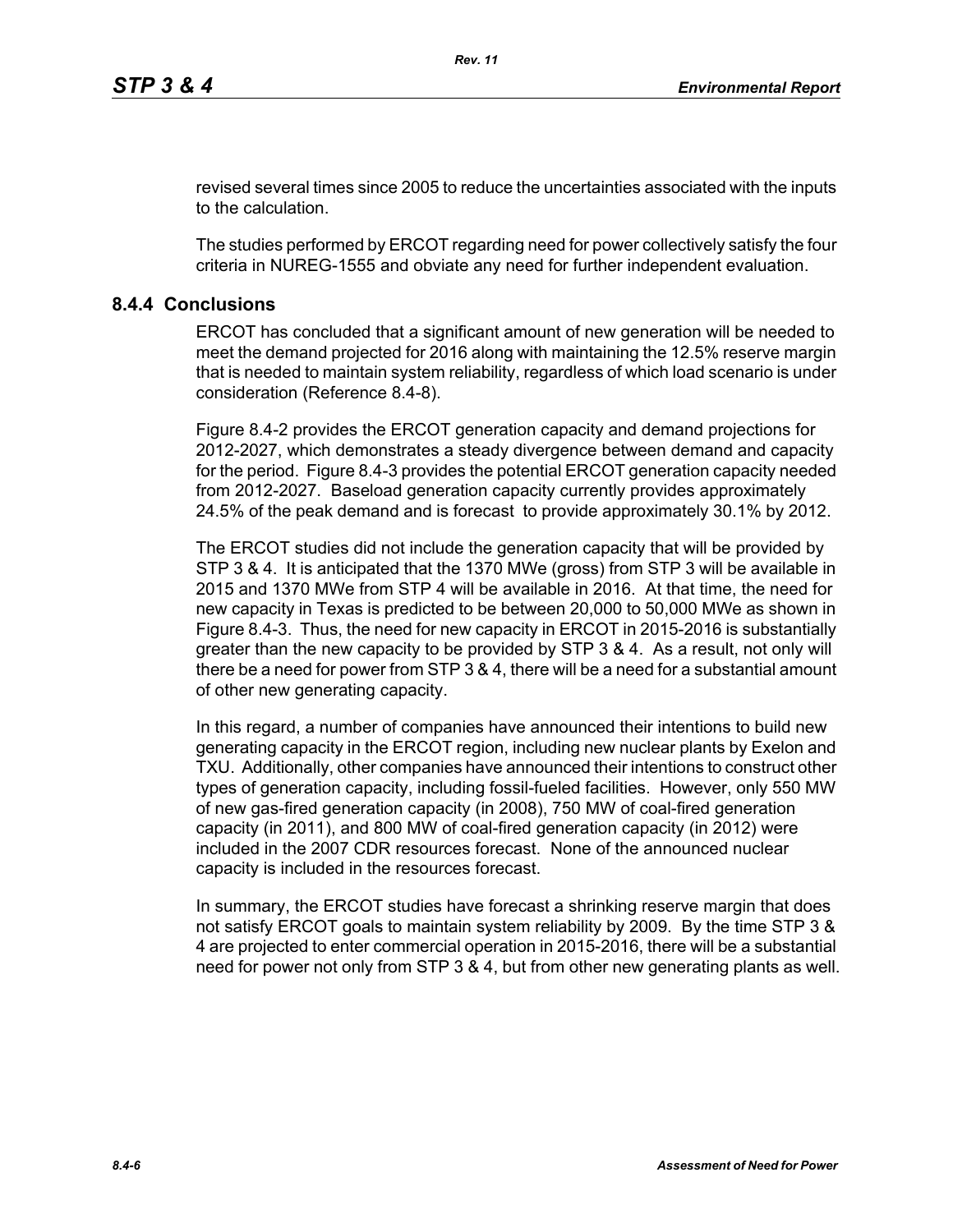revised several times since 2005 to reduce the uncertainties associated with the inputs to the calculation.

The studies performed by ERCOT regarding need for power collectively satisfy the four criteria in NUREG-1555 and obviate any need for further independent evaluation.

### 8.4.4 Conclusions

ERCOT has concluded that a significant amount of new generation will be needed to meet the demand projected for 2016 along with maintaining the 12.5% reserve margin that is needed to maintain system reliability, regardless of which load scenario is under consideration (Reference 8.4-8).

Figure 8.4-2 provides the ERCOT generation capacity and demand projections for 2012-2027, which demonstrates a steady divergence between demand and capacity for the period. Figure 8.4-3 provides the potential ERCOT generation capacity needed from 2012-2027. Baseload generation capacity currently provides approximately 24.5% of the peak demand and is forecast to provide approximately 30.1% by 2012.

The ERCOT studies did not include the generation capacity that will be provided by STP 3 & 4. It is anticipated that the 1370 MWe (gross) from STP 3 will be available in 2015 and 1370 MWe from STP 4 will be available in 2016. At that time, the need for new capacity in Texas is predicted to be between 20,000 to 50,000 MWe as shown in Figure 8.4-3. Thus, the need for new capacity in ERCOT in 2015-2016 is substantially greater than the new capacity to be provided by STP 3 & 4. As a result, not only will there be a need for power from STP 3 & 4, there will be a need for a substantial amount of other new generating capacity.

In this regard, a number of companies have announced their intentions to build new generating capacity in the ERCOT region, including new nuclear plants by Exelon and TXU. Additionally, other companies have announced their intentions to construct other types of generation capacity, including fossil-fueled facilities. However, only 550 MW of new gas-fired generation capacity (in 2008), 750 MW of coal-fired generation capacity (in 2011), and 800 MW of coal-fired generation capacity (in 2012) were included in the 2007 CDR resources forecast. None of the announced nuclear capacity is included in the resources forecast.

In summary, the ERCOT studies have forecast a shrinking reserve margin that does not satisfy ERCOT goals to maintain system reliability by 2009. By the time STP 3 & 4 are projected to enter commercial operation in 2015-2016, there will be a substantial need for power not only from STP 3 & 4, but from other new generating plants as well.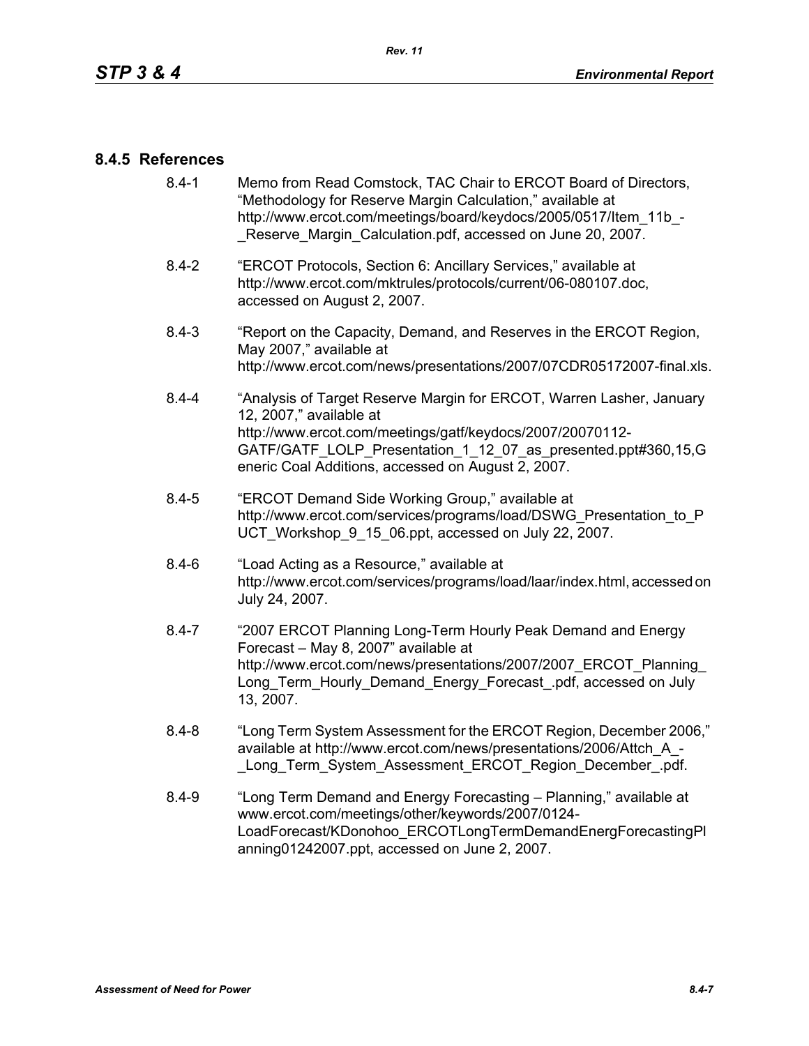### 8.4.5 References

8.4-1 Memo from Read Comstock, TAC Chair to ERCOT Board of Directors, “Methodology for Reserve Margin Calculation,” available at http://www.ercot.com/meetings/board/keydocs/2005/0517/Item_11b_-_Reserve_Margin_Calculation.pdf, accessed on June 20, 2007.

8.4-2 “ERCOT Protocols, Section 6: Ancillary Services,” available at http://www.ercot.com/mktrules/protocols/current/06-080107.doc, accessed on August 2, 2007.

8.4-3 “Report on the Capacity, Demand, and Reserves in the ERCOT Region, May 2007,” available at http://www.ercot.com/news/presentations/2007/07CDR05172007-final.xls.

8.4-4 “Analysis of Target Reserve Margin for ERCOT, Warren Lasher, January 12, 2007,” available at http://www.ercot.com/meetings/gatf/keydocs/2007/20070112-GATF/GATF_LOLP_Presentation_1_12_07_as_presented.ppt#360,15,Generic Coal Additions, accessed on August 2, 2007.

8.4-5 “ERCOT Demand Side Working Group,” available at http://www.ercot.com/services/programs/load/DSWG_Presentation_to_PUCT_Workshop_9_15_06.ppt, accessed on July 22, 2007.

8.4-6 “Load Acting as a Resource,” available at http://www.ercot.com/services/programs/load/laar/index.html, accessed on July 24, 2007.

8.4-7 “2007 ERCOT Planning Long-Term Hourly Peak Demand and Energy Forecast – May 8, 2007” available at http://www.ercot.com/news/presentations/2007/2007_ERCOT_Planning_Long_Term_Hourly_Demand_Energy_Forecast_.pdf, accessed on July 13, 2007.

8.4-8 “Long Term System Assessment for the ERCOT Region, December 2006,” available at http://www.ercot.com/news/presentations/2006/Attch_A_-_Long_Term_System_Assessment_ERCOT_Region_December_.pdf.

8.4-9 “Long Term Demand and Energy Forecasting – Planning,” available at www.ercot.com/meetings/other/keywords/2007/0124-LoadForecast/KDonohoo_ERCOTLongTermDemandEnergForecastingPlanning01242007.ppt, accessed on June 2, 2007.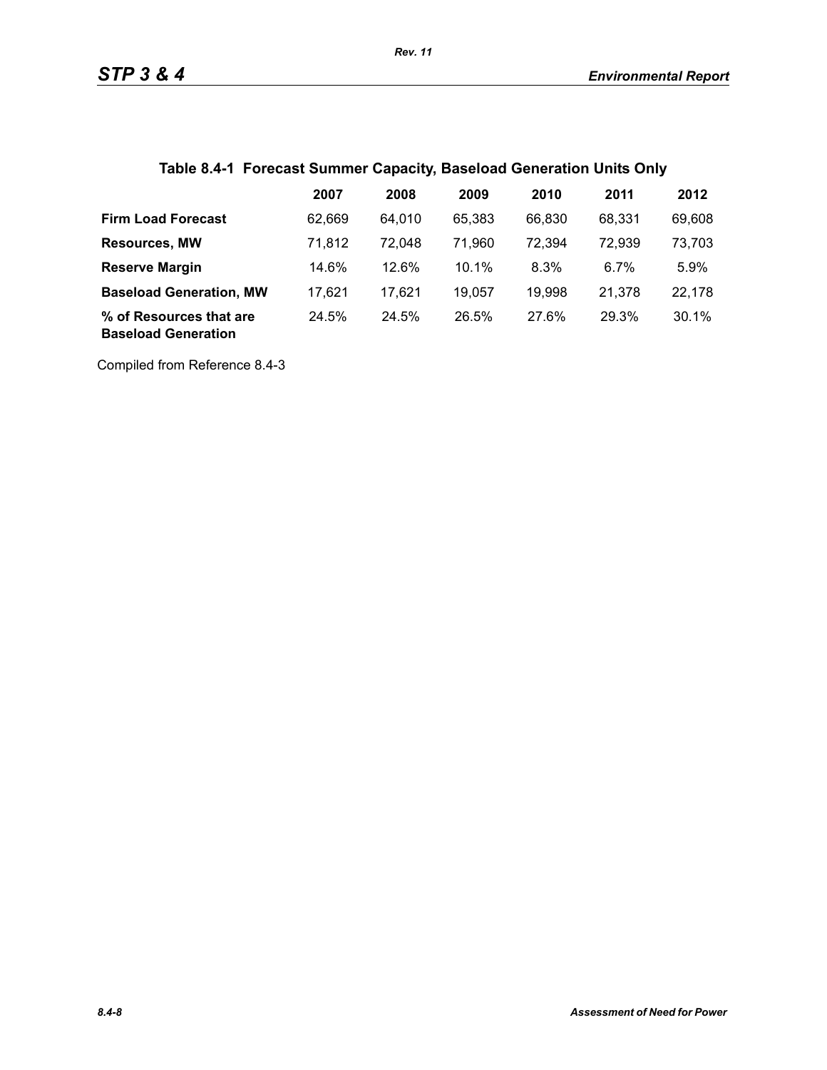## Table 8.4-1 Forecast Summer Capacity, Baseload Generation Units Only

| | 2007 | 2008 | 2009 | 2010 | 2011 | 2012 |
|---|---|---|---|---|---|---|
| **Firm Load Forecast** | 62,669 | 64,010 | 65,383 | 66,830 | 68,331 | 69,608 |
| **Resources, MW** | 71,812 | 72,048 | 71,960 | 72,394 | 72,939 | 73,703 |
| **Reserve Margin** | 14.6% | 12.6% | 10.1% | 8.3% | 6.7% | 5.9% |
| **Baseload Generation, MW** | 17,621 | 17,621 | 19,057 | 19,998 | 21,378 | 22,178 |
| **% of Resources that are Baseload Generation** | 24.5% | 24.5% | 26.5% | 27.6% | 29.3% | 30.1% |

Compiled from Reference 8.4-3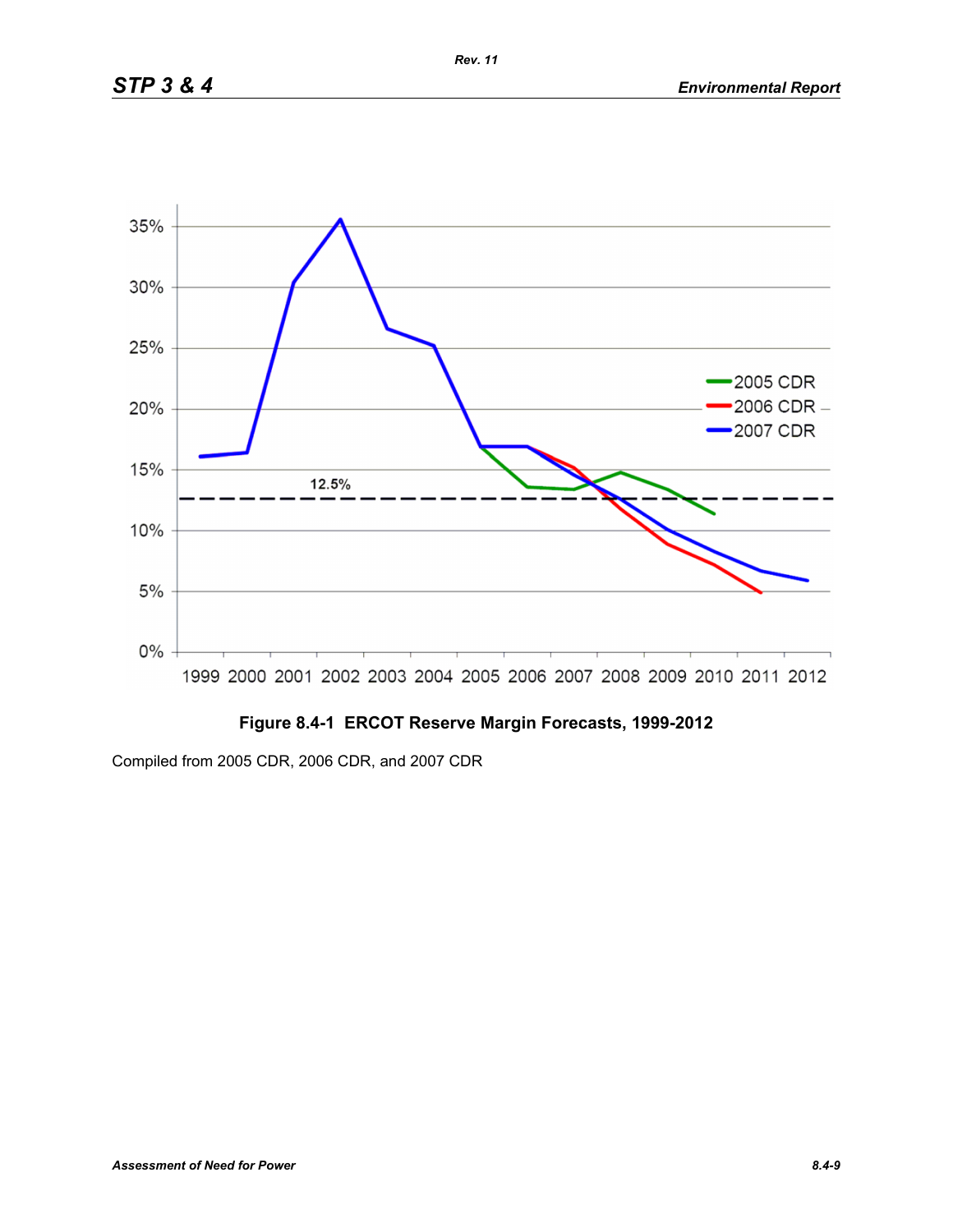**Figure 8.4-1 ERCOT Reserve Margin Forecasts, 1999-2012**

Compiled from 2005 CDR, 2006 CDR, and 2007 CDR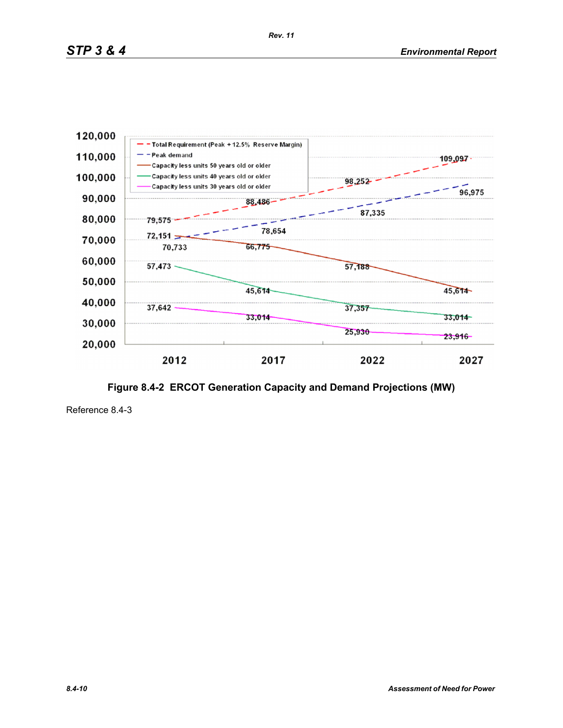Figure 8.4-2 ERCOT Generation Capacity and Demand Projections (MW)

Reference 8.4-3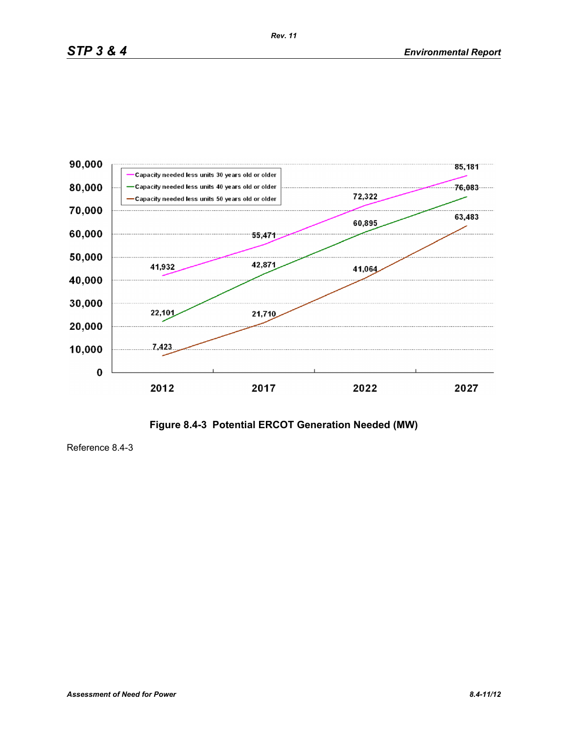90,000
80,000
70,000
60,000
50,000
40,000
30,000
20,000
10,000
0

Capacity needed less units 30 years old or older
Capacity needed less units 40 years old or older
Capacity needed less units 50 years old or older

41,932
55,471
72,322
85,181

22,101
42,871
60,895
76,083

7,423
21,710
41,064
63,483

2012
2017
2022
2027

**Figure 8.4-3 Potential ERCOT Generation Needed (MW)**

Reference 8.4-3